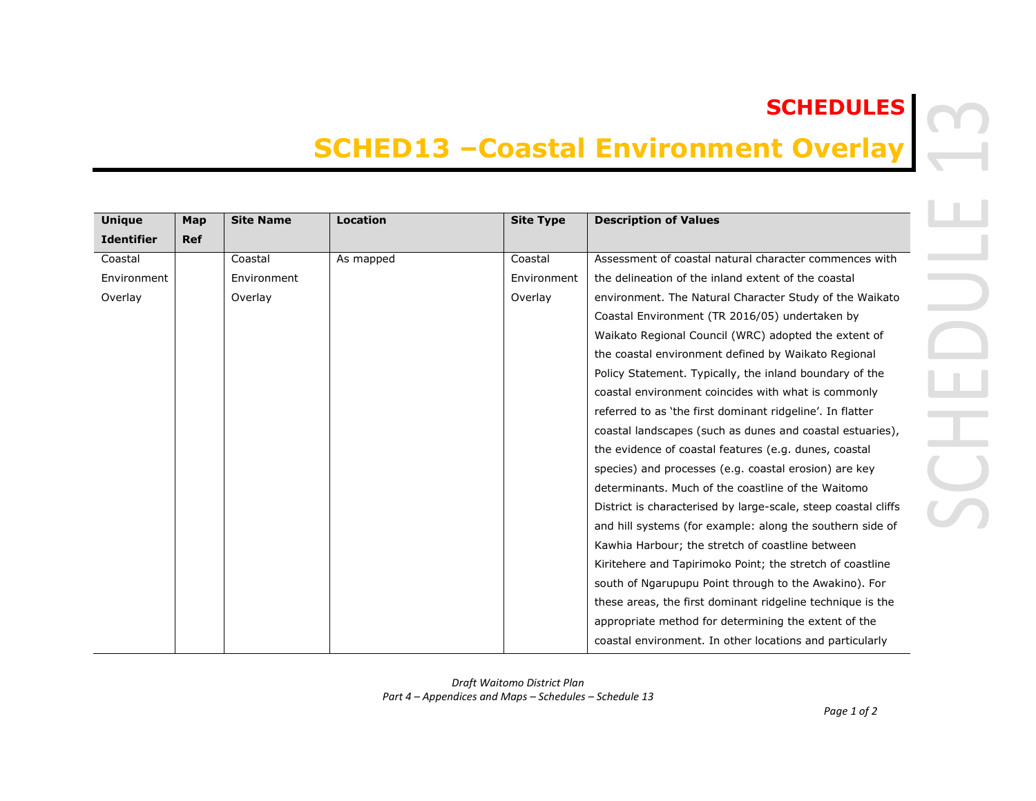# SCHEDULES

## SCHED13 –Coastal Environment Overlay

| Unique Identifier | Map Ref | Site Name | Location | Site Type | Description of Values |
|---|---|---|---|---|---|
| Coastal Environment Overlay | | Coastal Environment Overlay | As mapped | Coastal Environment Overlay | Assessment of coastal natural character commences with the delineation of the inland extent of the coastal environment. The Natural Character Study of the Waikato Coastal Environment (TR 2016/05) undertaken by Waikato Regional Council (WRC) adopted the extent of the coastal environment defined by Waikato Regional Policy Statement. Typically, the inland boundary of the coastal environment coincides with what is commonly referred to as 'the first dominant ridgeline'. In flatter coastal landscapes (such as dunes and coastal estuaries), the evidence of coastal features (e.g. dunes, coastal species) and processes (e.g. coastal erosion) are key determinants. Much of the coastline of the Waitomo District is characterised by large-scale, steep coastal cliffs and hill systems (for example: along the southern side of Kawhia Harbour; the stretch of coastline between Kiritehere and Tapirimoko Point; the stretch of coastline south of Ngarupupu Point through to the Awakino). For these areas, the first dominant ridgeline technique is the appropriate method for determining the extent of the coastal environment. In other locations and particularly |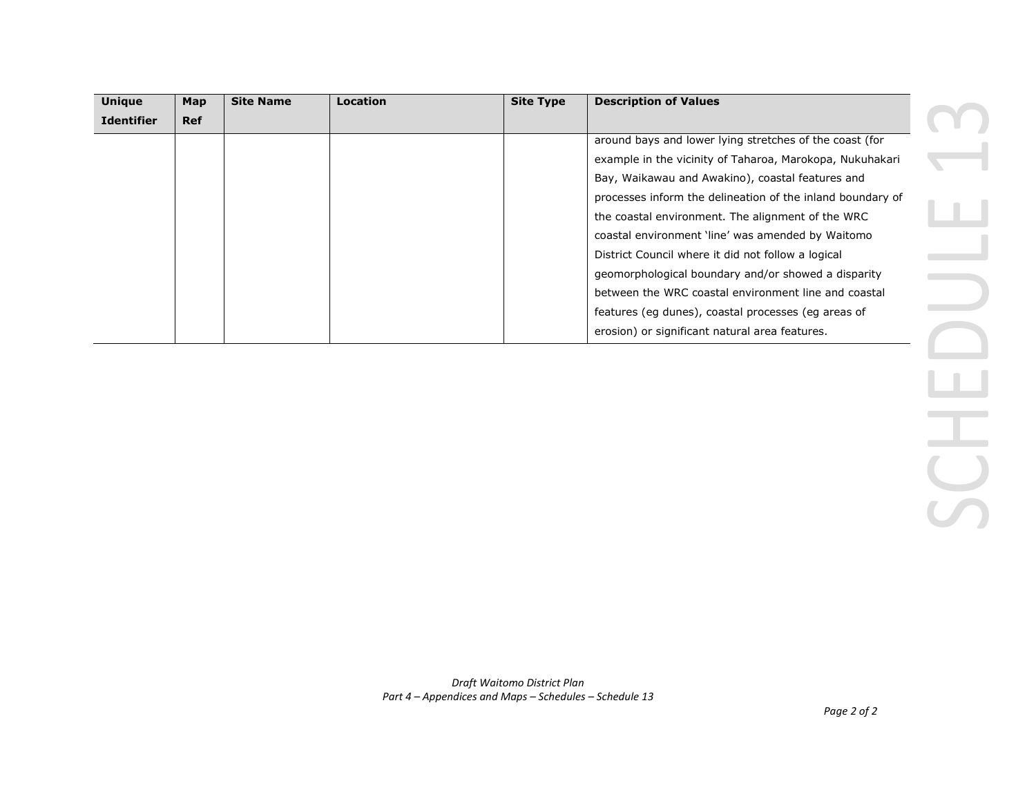| Unique Identifier | Map Ref | Site Name | Location | Site Type | Description of Values |
|---|---|---|---|---|---|
| | | | | | around bays and lower lying stretches of the coast (for example in the vicinity of Taharoa, Marokopa, Nukuhakari Bay, Waikawau and Awakino), coastal features and processes inform the delineation of the inland boundary of the coastal environment. The alignment of the WRC coastal environment 'line' was amended by Waitomo District Council where it did not follow a logical geomorphological boundary and/or showed a disparity between the WRC coastal environment line and coastal features (eg dunes), coastal processes (eg areas of erosion) or significant natural area features. |